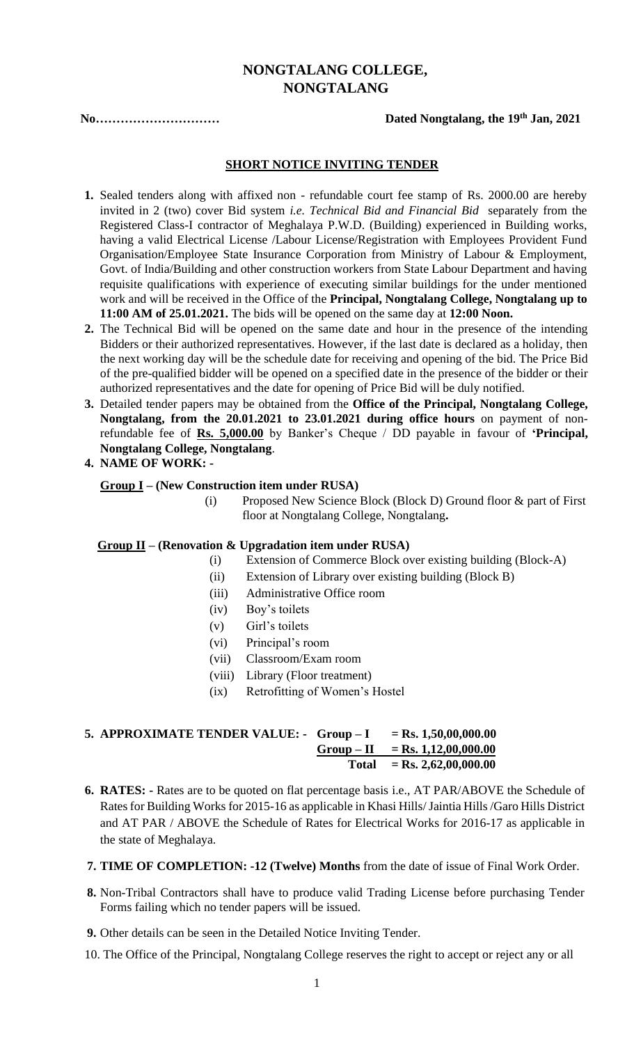# NONGTALANG COLLEGE, NONGTALANG

**No…………………………** **Dated Nongtalang, the 19th Jan, 2021**

## SHORT NOTICE INVITING TENDER

1. Sealed tenders along with affixed non - refundable court fee stamp of Rs. 2000.00 are hereby invited in 2 (two) cover Bid system *i.e. Technical Bid and Financial Bid* separately from the Registered Class-I contractor of Meghalaya P.W.D. (Building) experienced in Building works, having a valid Electrical License /Labour License/Registration with Employees Provident Fund Organisation/Employee State Insurance Corporation from Ministry of Labour & Employment, Govt. of India/Building and other construction workers from State Labour Department and having requisite qualifications with experience of executing similar buildings for the under mentioned work and will be received in the Office of the **Principal, Nongtalang College, Nongtalang up to 11:00 AM of 25.01.2021.** The bids will be opened on the same day at **12:00 Noon.**
2. The Technical Bid will be opened on the same date and hour in the presence of the intending Bidders or their authorized representatives. However, if the last date is declared as a holiday, then the next working day will be the schedule date for receiving and opening of the bid. The Price Bid of the pre-qualified bidder will be opened on a specified date in the presence of the bidder or their authorized representatives and the date for opening of Price Bid will be duly notified.
3. Detailed tender papers may be obtained from the **Office of the Principal, Nongtalang College, Nongtalang, from the 20.01.2021 to 23.01.2021 during office hours** on payment of non-refundable fee of **Rs. 5,000.00** by Banker's Cheque / DD payable in favour of **'Principal, Nongtalang College, Nongtalang**.
4. **NAME OF WORK: -**

   **Group I – (New Construction item under RUSA)**

   (i) Proposed New Science Block (Block D) Ground floor & part of First floor at Nongtalang College, Nongtalang**.**

   **Group II – (Renovation & Upgradation item under RUSA)**

   (i) Extension of Commerce Block over existing building (Block-A)
   (ii) Extension of Library over existing building (Block B)
   (iii) Administrative Office room
   (iv) Boy's toilets
   (v) Girl's toilets
   (vi) Principal's room
   (vii) Classroom/Exam room
   (viii) Library (Floor treatment)
   (ix) Retrofitting of Women's Hostel

5. **APPROXIMATE TENDER VALUE: -**

   | | |
   |---|---|
   | **Group – I** | **= Rs. 1,50,00,000.00** |
   | **Group – II** | **= Rs. 1,12,00,000.00** |
   | **Total** | **= Rs. 2,62,00,000.00** |

6. **RATES: -** Rates are to be quoted on flat percentage basis i.e., AT PAR/ABOVE the Schedule of Rates for Building Works for 2015-16 as applicable in Khasi Hills/ Jaintia Hills /Garo Hills District and AT PAR / ABOVE the Schedule of Rates for Electrical Works for 2016-17 as applicable in the state of Meghalaya.
7. **TIME OF COMPLETION: -12 (Twelve) Months** from the date of issue of Final Work Order.
8. Non-Tribal Contractors shall have to produce valid Trading License before purchasing Tender Forms failing which no tender papers will be issued.
9. Other details can be seen in the Detailed Notice Inviting Tender.
10. The Office of the Principal, Nongtalang College reserves the right to accept or reject any or all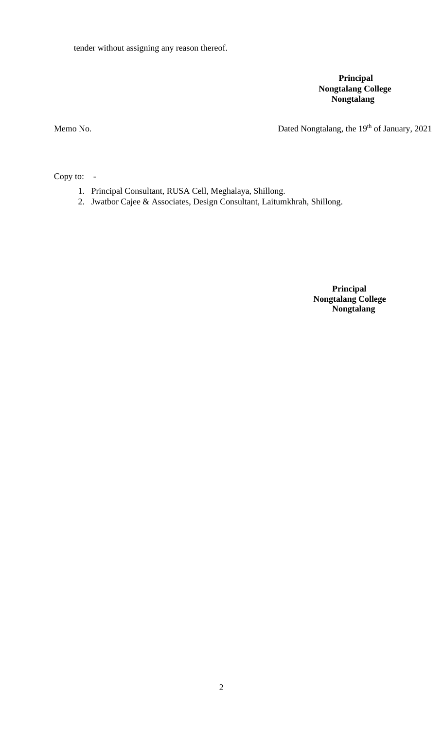tender without assigning any reason thereof.

**Principal**
**Nongtalang College**
**Nongtalang**

Memo No. Dated Nongtalang, the 19th of January, 2021

Copy to: -

1. Principal Consultant, RUSA Cell, Meghalaya, Shillong.
2. Jwatbor Cajee & Associates, Design Consultant, Laitumkhrah, Shillong.

**Principal**
**Nongtalang College**
**Nongtalang**